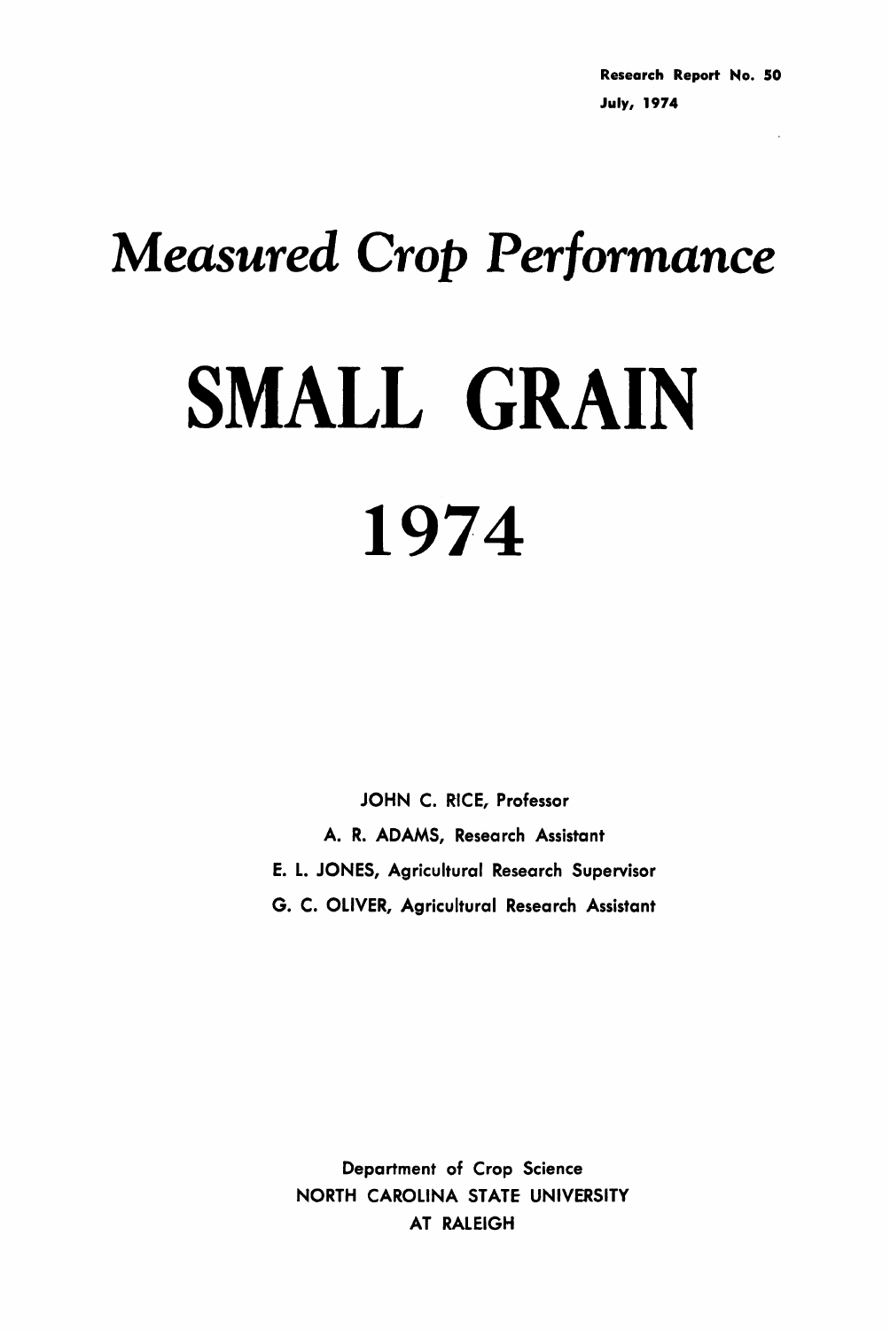Research Report No. 50

July, 1974

# *Measured Crop Performance*

# SMALL GRAIN

# 1974

JOHN C. RICE, Professor

A. R. ADAMS, Research Assistant

E. L. JONES, Agricultural Research Supervisor

G. C. OLIVER, Agricultural Research Assistant

Department of Crop Science

NORTH CAROLINA STATE UNIVERSITY

AT RALEIGH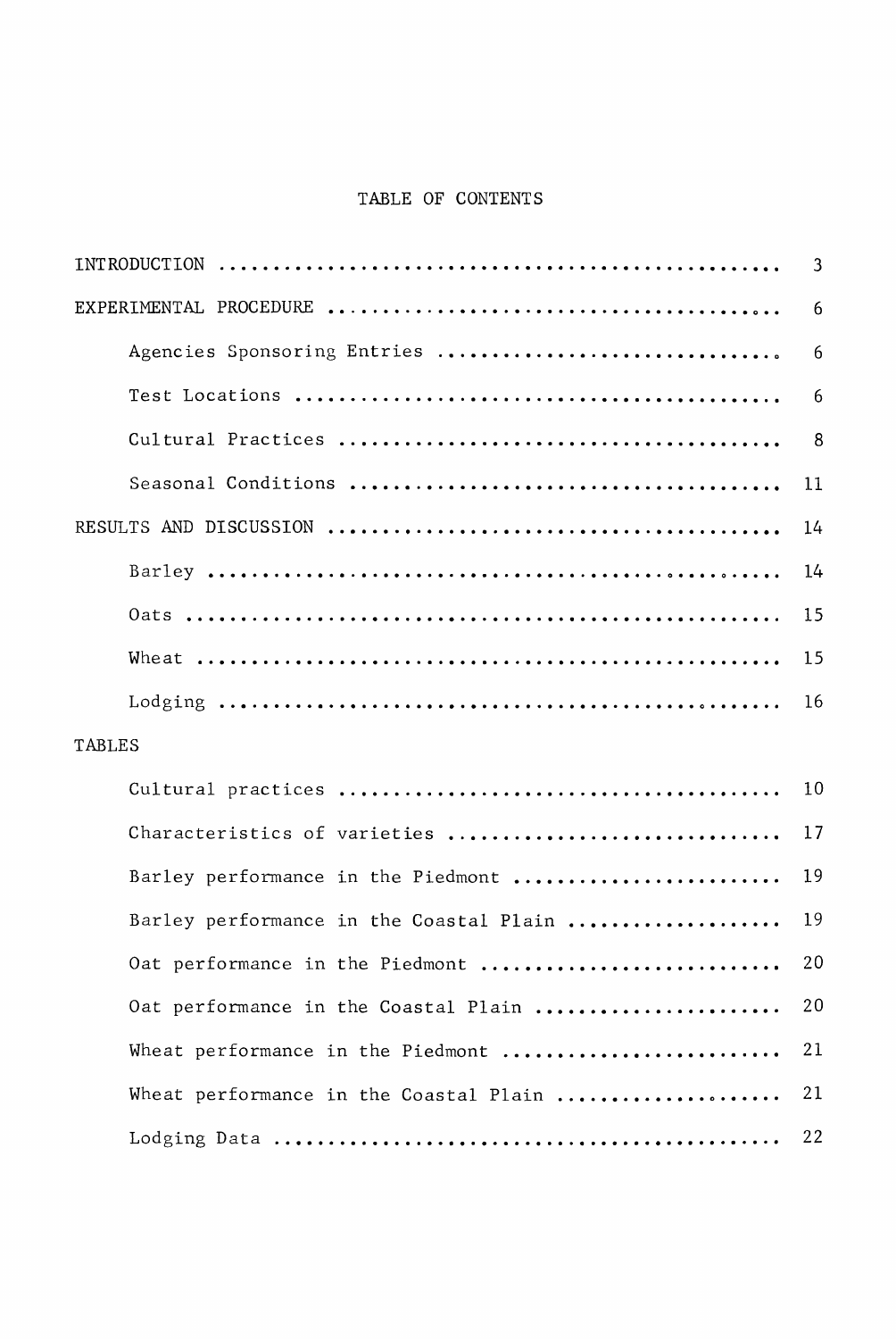# TABLE OF CONTENTS

| | |
|---|---|
| INTRODUCTION | 3 |
| EXPERIMENTAL PROCEDURE | 6 |
| Agencies Sponsoring Entries | 6 |
| Test Locations | 6 |
| Cultural Practices | 8 |
| Seasonal Conditions | 11 |
| RESULTS AND DISCUSSION | 14 |
| Barley | 14 |
| Oats | 15 |
| Wheat | 15 |
| Lodging | 16 |
| TABLES | |
| Cultural practices | 10 |
| Characteristics of varieties | 17 |
| Barley performance in the Piedmont | 19 |
| Barley performance in the Coastal Plain | 19 |
| Oat performance in the Piedmont | 20 |
| Oat performance in the Coastal Plain | 20 |
| Wheat performance in the Piedmont | 21 |
| Wheat performance in the Coastal Plain | 21 |
| Lodging Data | 22 |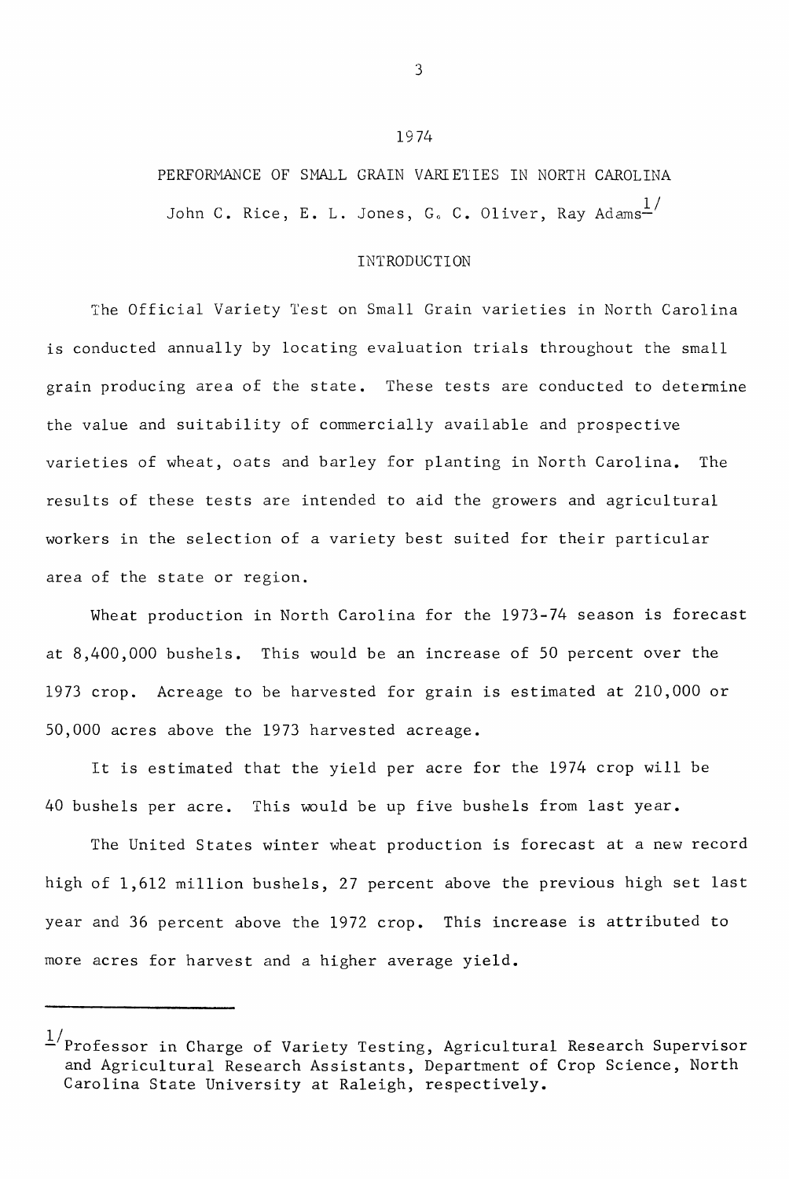1974

# PERFORMANCE OF SMALL GRAIN VARIETIES IN NORTH CAROLINA

John C. Rice, E. L. Jones, G. C. Oliver, Ray Adams[1/]

## INTRODUCTION

The Official Variety Test on Small Grain varieties in North Carolina is conducted annually by locating evaluation trials throughout the small grain producing area of the state. These tests are conducted to determine the value and suitability of commercially available and prospective varieties of wheat, oats and barley for planting in North Carolina. The results of these tests are intended to aid the growers and agricultural workers in the selection of a variety best suited for their particular area of the state or region.

Wheat production in North Carolina for the 1973-74 season is forecast at 8,400,000 bushels. This would be an increase of 50 percent over the 1973 crop. Acreage to be harvested for grain is estimated at 210,000 or 50,000 acres above the 1973 harvested acreage.

It is estimated that the yield per acre for the 1974 crop will be 40 bushels per acre. This would be up five bushels from last year.

The United States winter wheat production is forecast at a new record high of 1,612 million bushels, 27 percent above the previous high set last year and 36 percent above the 1972 crop. This increase is attributed to more acres for harvest and a higher average yield.

---

[1/] Professor in Charge of Variety Testing, Agricultural Research Supervisor and Agricultural Research Assistants, Department of Crop Science, North Carolina State University at Raleigh, respectively.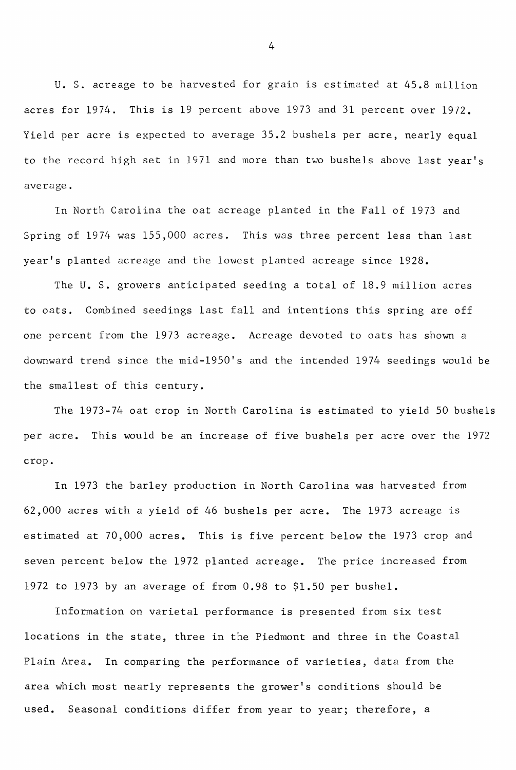U. S. acreage to be harvested for grain is estimated at 45.8 million acres for 1974. This is 19 percent above 1973 and 31 percent over 1972. Yield per acre is expected to average 35.2 bushels per acre, nearly equal to the record high set in 1971 and more than two bushels above last year's average.

In North Carolina the oat acreage planted in the Fall of 1973 and Spring of 1974 was 155,000 acres. This was three percent less than last year's planted acreage and the lowest planted acreage since 1928.

The U. S. growers anticipated seeding a total of 18.9 million acres to oats. Combined seedings last fall and intentions this spring are off one percent from the 1973 acreage. Acreage devoted to oats has shown a downward trend since the mid-1950's and the intended 1974 seedings would be the smallest of this century.

The 1973-74 oat crop in North Carolina is estimated to yield 50 bushels per acre. This would be an increase of five bushels per acre over the 1972 crop.

In 1973 the barley production in North Carolina was harvested from 62,000 acres with a yield of 46 bushels per acre. The 1973 acreage is estimated at 70,000 acres. This is five percent below the 1973 crop and seven percent below the 1972 planted acreage. The price increased from 1972 to 1973 by an average of from 0.98 to $1.50 per bushel.

Information on varietal performance is presented from six test locations in the state, three in the Piedmont and three in the Coastal Plain Area. In comparing the performance of varieties, data from the area which most nearly represents the grower's conditions should be used. Seasonal conditions differ from year to year; therefore, a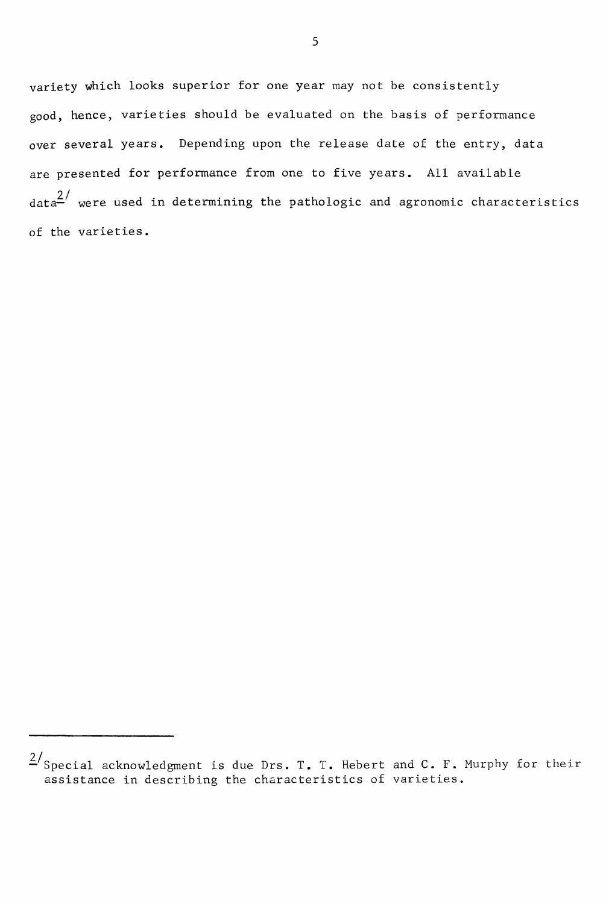variety which looks superior for one year may not be consistently good, hence, varieties should be evaluated on the basis of performance over several years. Depending upon the release date of the entry, data are presented for performance from one to five years. All available data[2/] were used in determining the pathologic and agronomic characteristics of the varieties.

---

[2/] Special acknowledgment is due Drs. T. T. Hebert and C. F. Murphy for their assistance in describing the characteristics of varieties.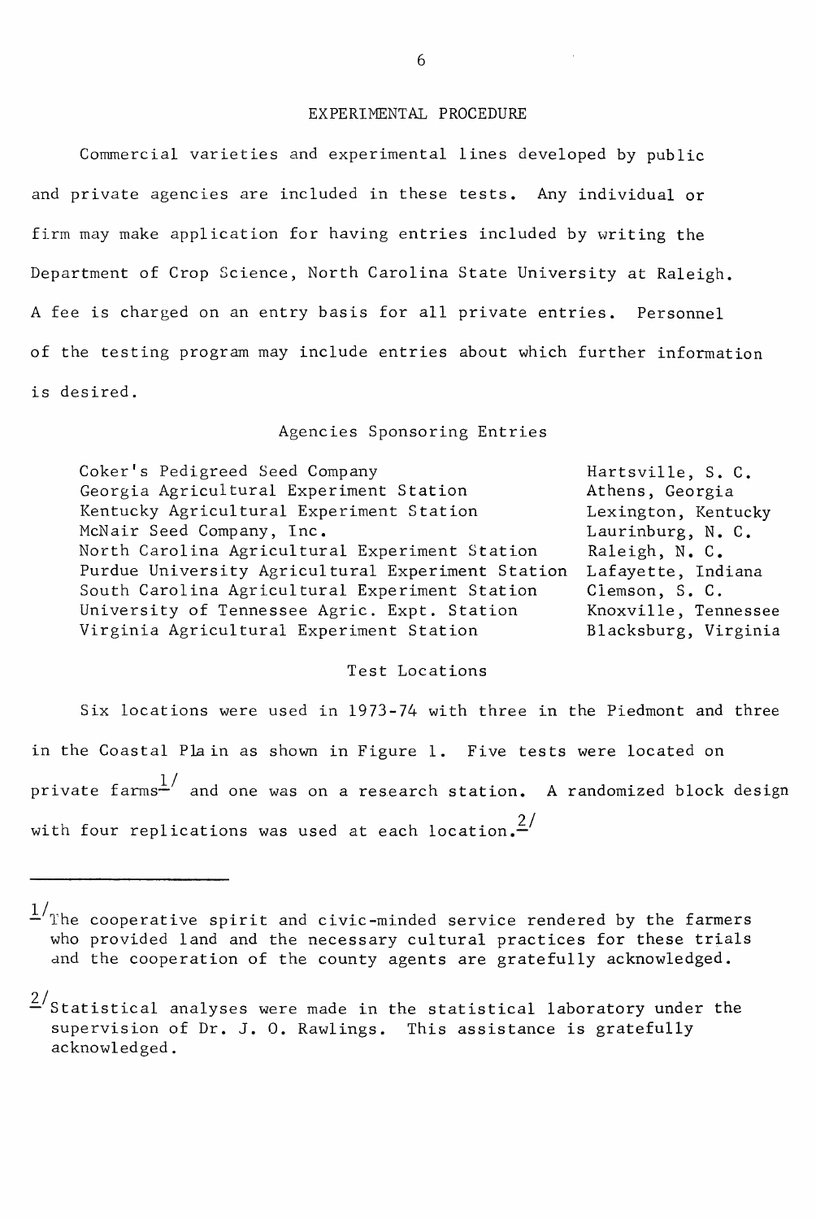## EXPERIMENTAL PROCEDURE

Commercial varieties and experimental lines developed by public and private agencies are included in these tests. Any individual or firm may make application for having entries included by writing the Department of Crop Science, North Carolina State University at Raleigh. A fee is charged on an entry basis for all private entries. Personnel of the testing program may include entries about which further information is desired.

### Agencies Sponsoring Entries

| | |
|---|---|
| Coker's Pedigreed Seed Company | Hartsville, S. C. |
| Georgia Agricultural Experiment Station | Athens, Georgia |
| Kentucky Agricultural Experiment Station | Lexington, Kentucky |
| McNair Seed Company, Inc. | Laurinburg, N. C. |
| North Carolina Agricultural Experiment Station | Raleigh, N. C. |
| Purdue University Agricultural Experiment Station | Lafayette, Indiana |
| South Carolina Agricultural Experiment Station | Clemson, S. C. |
| University of Tennessee Agric. Expt. Station | Knoxville, Tennessee |
| Virginia Agricultural Experiment Station | Blacksburg, Virginia |

### Test Locations

Six locations were used in 1973-74 with three in the Piedmont and three in the Coastal Plain as shown in Figure 1. Five tests were located on private farms[1/] and one was on a research station. A randomized block design with four replications was used at each location.[2/]

---

[1/] The cooperative spirit and civic-minded service rendered by the farmers who provided land and the necessary cultural practices for these trials and the cooperation of the county agents are gratefully acknowledged.

[2/] Statistical analyses were made in the statistical laboratory under the supervision of Dr. J. O. Rawlings. This assistance is gratefully acknowledged.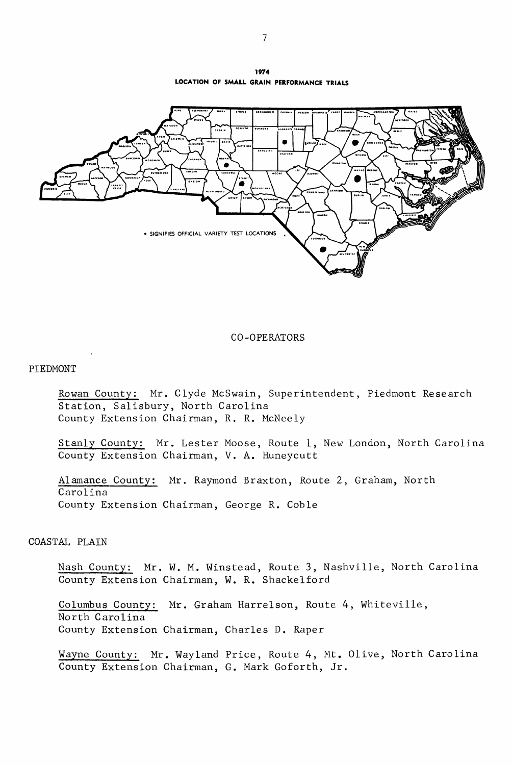## 1974
## LOCATION OF SMALL GRAIN PERFORMANCE TRIALS

• SIGNIFIES OFFICIAL VARIETY TEST LOCATIONS

## CO-OPERATORS

### PIEDMONT

Rowan County: Mr. Clyde McSwain, Superintendent, Piedmont Research Station, Salisbury, North Carolina
County Extension Chairman, R. R. McNeely

Stanly County: Mr. Lester Moose, Route 1, New London, North Carolina
County Extension Chairman, V. A. Huneycutt

Alamance County: Mr. Raymond Braxton, Route 2, Graham, North Carolina
County Extension Chairman, George R. Coble

### COASTAL PLAIN

Nash County: Mr. W. M. Winstead, Route 3, Nashville, North Carolina
County Extension Chairman, W. R. Shackelford

Columbus County: Mr. Graham Harrelson, Route 4, Whiteville, North Carolina
County Extension Chairman, Charles D. Raper

Wayne County: Mr. Wayland Price, Route 4, Mt. Olive, North Carolina
County Extension Chairman, G. Mark Goforth, Jr.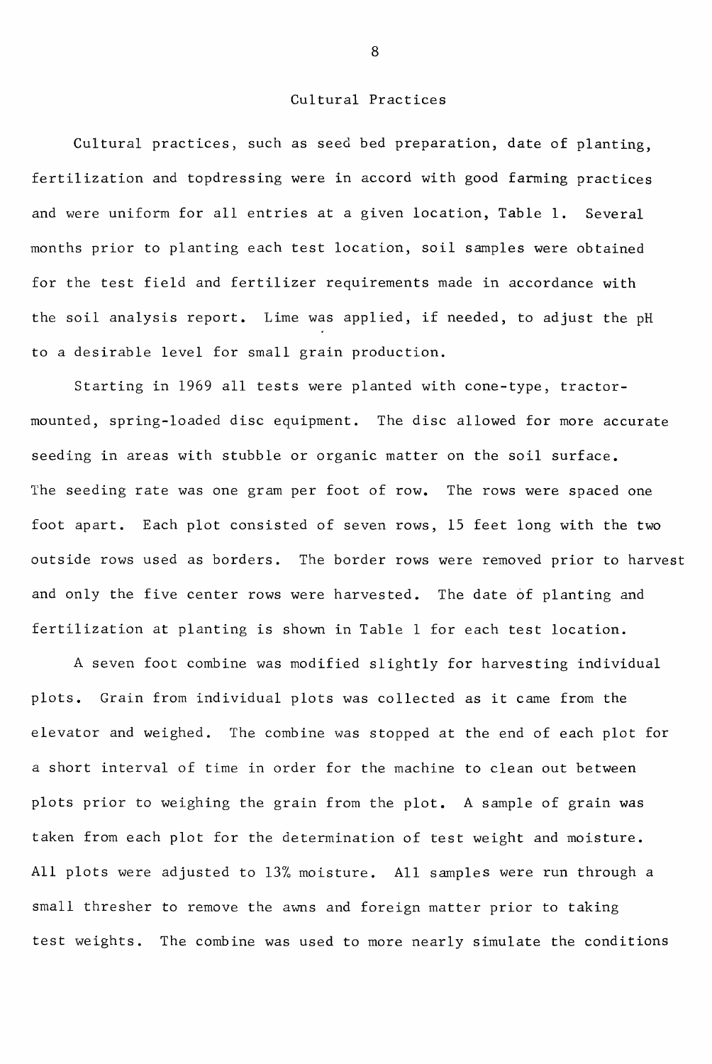## Cultural Practices

Cultural practices, such as seed bed preparation, date of planting, fertilization and topdressing were in accord with good farming practices and were uniform for all entries at a given location, Table 1. Several months prior to planting each test location, soil samples were obtained for the test field and fertilizer requirements made in accordance with the soil analysis report. Lime was applied, if needed, to adjust the pH to a desirable level for small grain production.

Starting in 1969 all tests were planted with cone-type, tractor-mounted, spring-loaded disc equipment. The disc allowed for more accurate seeding in areas with stubble or organic matter on the soil surface. The seeding rate was one gram per foot of row. The rows were spaced one foot apart. Each plot consisted of seven rows, 15 feet long with the two outside rows used as borders. The border rows were removed prior to harvest and only the five center rows were harvested. The date of planting and fertilization at planting is shown in Table 1 for each test location.

A seven foot combine was modified slightly for harvesting individual plots. Grain from individual plots was collected as it came from the elevator and weighed. The combine was stopped at the end of each plot for a short interval of time in order for the machine to clean out between plots prior to weighing the grain from the plot. A sample of grain was taken from each plot for the determination of test weight and moisture. All plots were adjusted to 13% moisture. All samples were run through a small thresher to remove the awns and foreign matter prior to taking test weights. The combine was used to more nearly simulate the conditions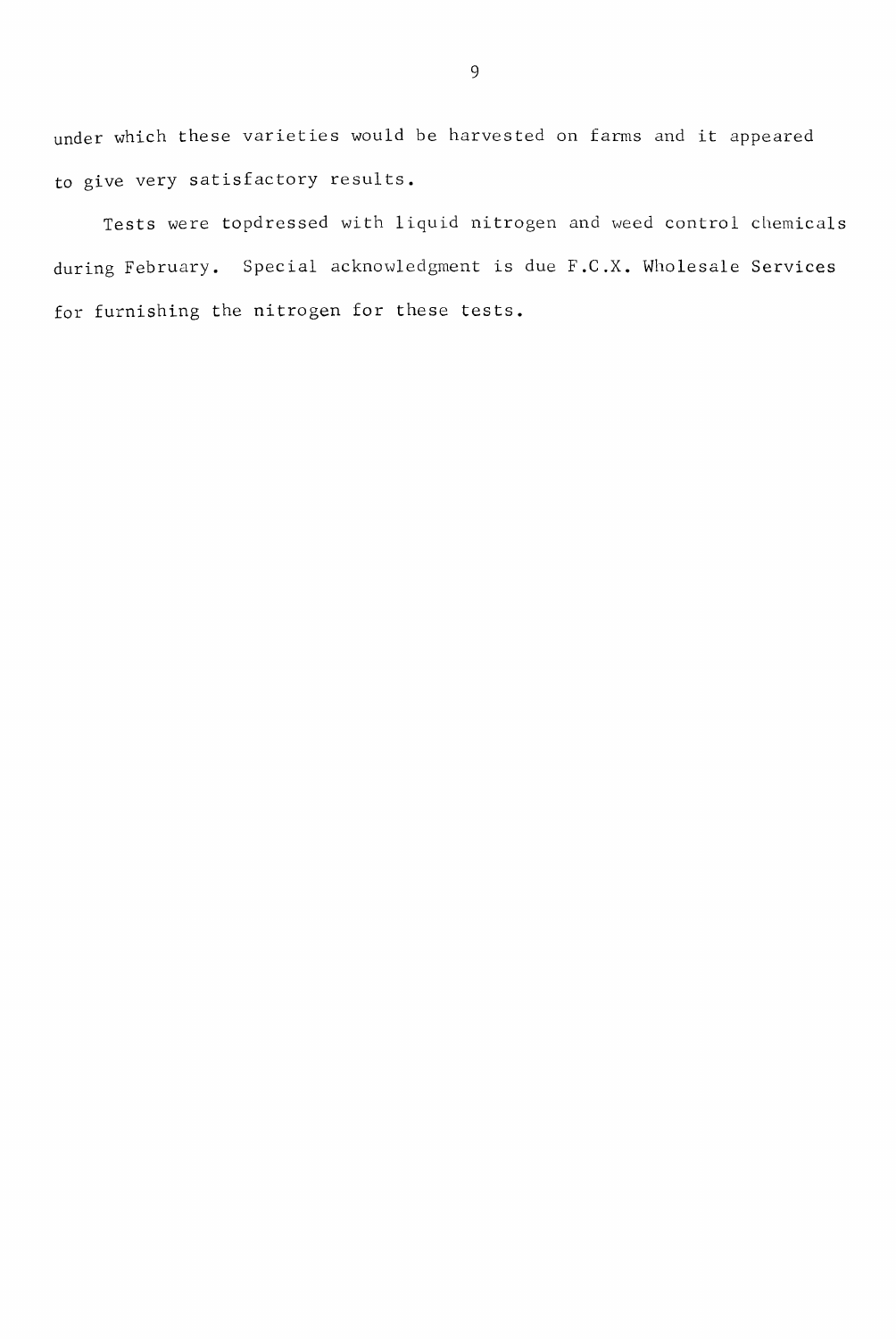under which these varieties would be harvested on farms and it appeared to give very satisfactory results.

Tests were topdressed with liquid nitrogen and weed control chemicals during February. Special acknowledgment is due F.C.X. Wholesale Services for furnishing the nitrogen for these tests.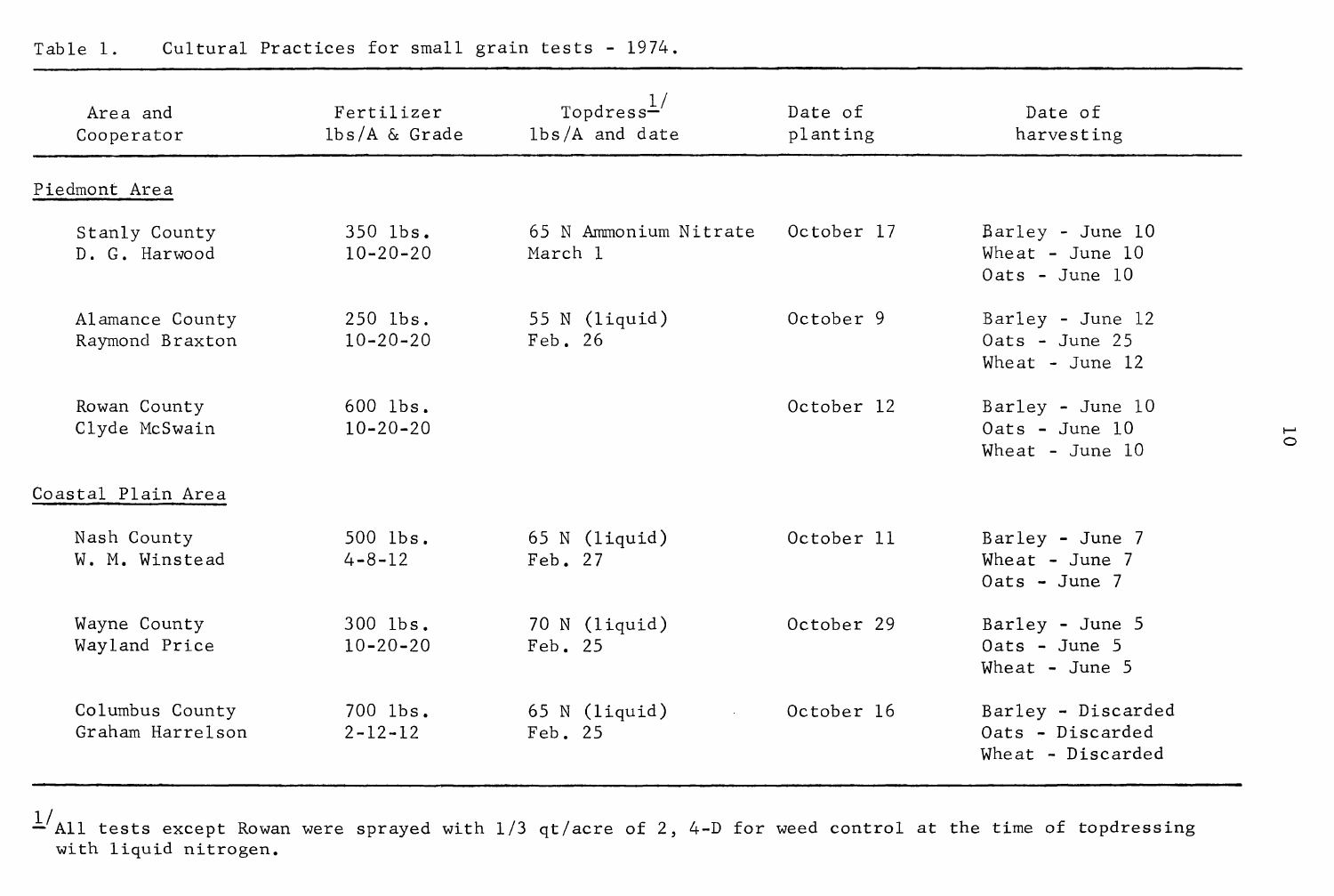Table 1. Cultural Practices for small grain tests - 1974.

| Area and Cooperator | Fertilizer lbs/A & Grade | Topdress[1/] lbs/A and date | Date of planting | Date of harvesting |
|---|---|---|---|---|
| Piedmont Area | | | | |
| Stanly County D. G. Harwood | 350 lbs. 10-20-20 | 65 N Ammonium Nitrate March 1 | October 17 | Barley - June 10 Wheat - June 10 Oats - June 10 |
| Alamance County Raymond Braxton | 250 lbs. 10-20-20 | 55 N (liquid) Feb. 26 | October 9 | Barley - June 12 Oats - June 25 Wheat - June 12 |
| Rowan County Clyde McSwain | 600 lbs. 10-20-20 | | October 12 | Barley - June 10 Oats - June 10 Wheat - June 10 |
| Coastal Plain Area | | | | |
| Nash County W. M. Winstead | 500 lbs. 4-8-12 | 65 N (liquid) Feb. 27 | October 11 | Barley - June 7 Wheat - June 7 Oats - June 7 |
| Wayne County Wayland Price | 300 lbs. 10-20-20 | 70 N (liquid) Feb. 25 | October 29 | Barley - June 5 Oats - June 5 Wheat - June 5 |
| Columbus County Graham Harrelson | 700 lbs. 2-12-12 | 65 N (liquid) Feb. 25 | October 16 | Barley - Discarded Oats - Discarded Wheat - Discarded |

[1/] All tests except Rowan were sprayed with 1/3 qt/acre of 2, 4-D for weed control at the time of topdressing with liquid nitrogen.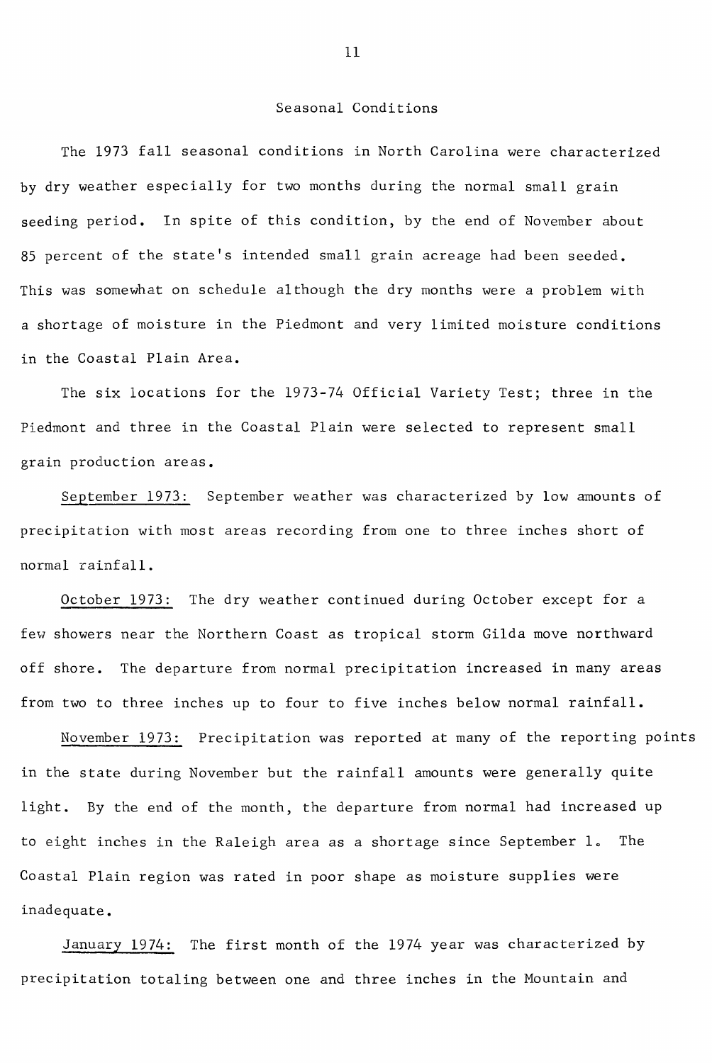## Seasonal Conditions

The 1973 fall seasonal conditions in North Carolina were characterized by dry weather especially for two months during the normal small grain seeding period. In spite of this condition, by the end of November about 85 percent of the state's intended small grain acreage had been seeded. This was somewhat on schedule although the dry months were a problem with a shortage of moisture in the Piedmont and very limited moisture conditions in the Coastal Plain Area.

The six locations for the 1973-74 Official Variety Test; three in the Piedmont and three in the Coastal Plain were selected to represent small grain production areas.

September 1973: September weather was characterized by low amounts of precipitation with most areas recording from one to three inches short of normal rainfall.

October 1973: The dry weather continued during October except for a few showers near the Northern Coast as tropical storm Gilda move northward off shore. The departure from normal precipitation increased in many areas from two to three inches up to four to five inches below normal rainfall.

November 1973: Precipitation was reported at many of the reporting points in the state during November but the rainfall amounts were generally quite light. By the end of the month, the departure from normal had increased up to eight inches in the Raleigh area as a shortage since September 1. The Coastal Plain region was rated in poor shape as moisture supplies were inadequate.

January 1974: The first month of the 1974 year was characterized by precipitation totaling between one and three inches in the Mountain and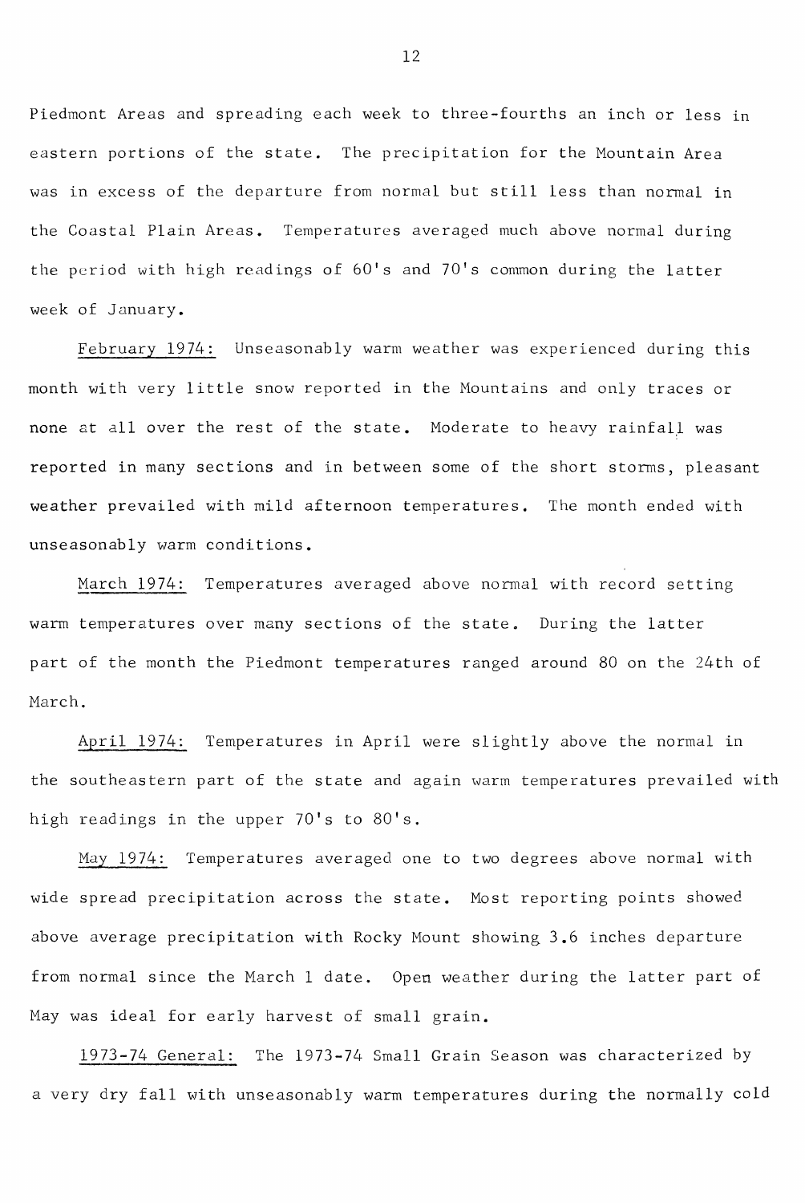Piedmont Areas and spreading each week to three-fourths an inch or less in eastern portions of the state. The precipitation for the Mountain Area was in excess of the departure from normal but still less than normal in the Coastal Plain Areas. Temperatures averaged much above normal during the period with high readings of 60's and 70's common during the latter week of January.

February 1974: Unseasonably warm weather was experienced during this month with very little snow reported in the Mountains and only traces or none at all over the rest of the state. Moderate to heavy rainfall was reported in many sections and in between some of the short storms, pleasant weather prevailed with mild afternoon temperatures. The month ended with unseasonably warm conditions.

March 1974: Temperatures averaged above normal with record setting warm temperatures over many sections of the state. During the latter part of the month the Piedmont temperatures ranged around 80 on the 24th of March.

April 1974: Temperatures in April were slightly above the normal in the southeastern part of the state and again warm temperatures prevailed with high readings in the upper 70's to 80's.

May 1974: Temperatures averaged one to two degrees above normal with wide spread precipitation across the state. Most reporting points showed above average precipitation with Rocky Mount showing 3.6 inches departure from normal since the March 1 date. Open weather during the latter part of May was ideal for early harvest of small grain.

1973-74 General: The 1973-74 Small Grain Season was characterized by a very dry fall with unseasonably warm temperatures during the normally cold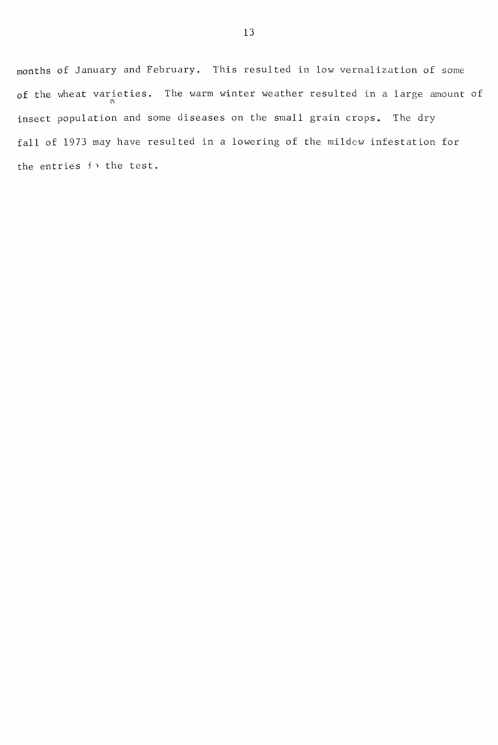months of January and February. This resulted in low vernalization of some of the wheat varieties. The warm winter weather resulted in a large amount of insect population and some diseases on the small grain crops. The dry fall of 1973 may have resulted in a lowering of the mildew infestation for the entries in the test.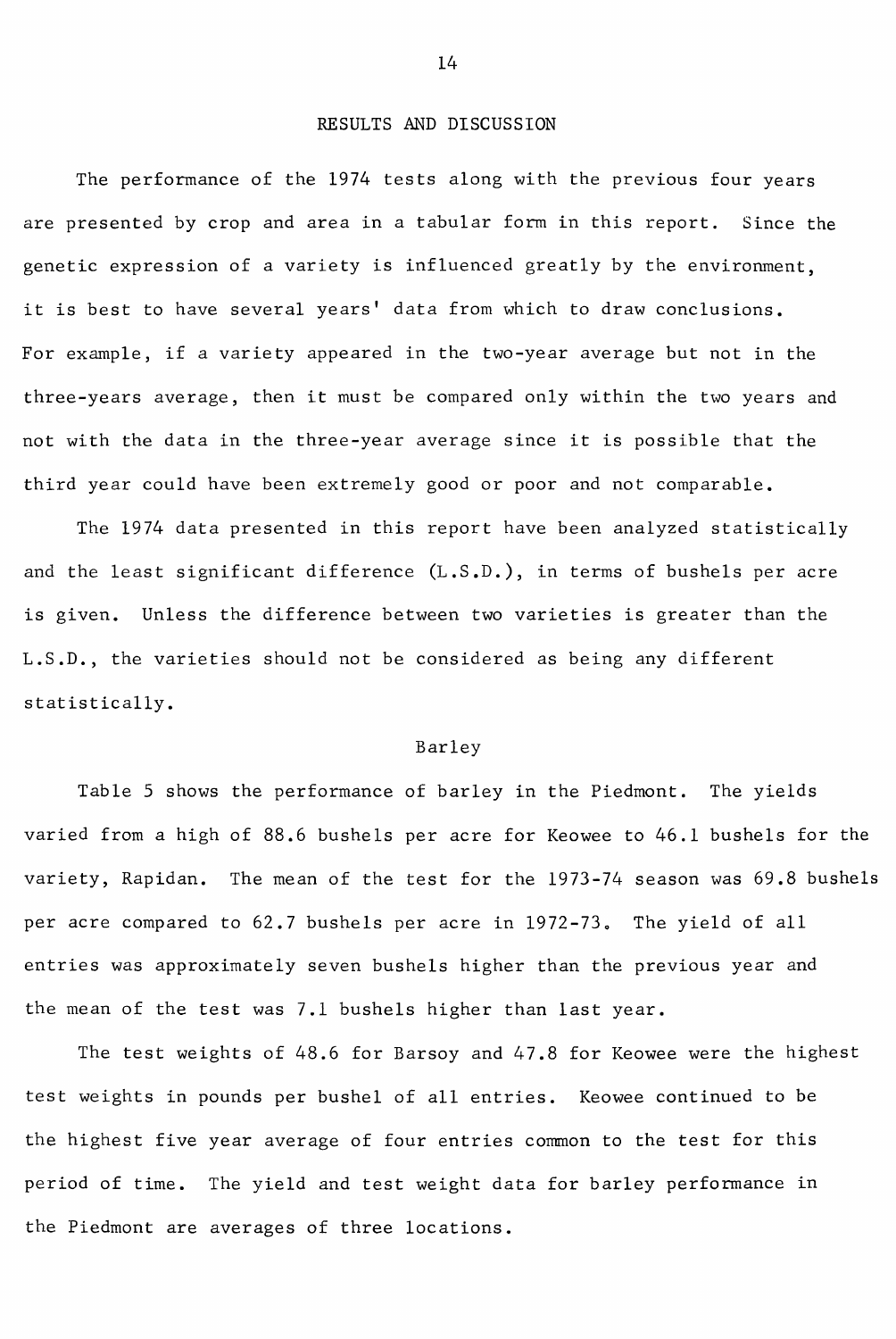## RESULTS AND DISCUSSION

The performance of the 1974 tests along with the previous four years are presented by crop and area in a tabular form in this report. Since the genetic expression of a variety is influenced greatly by the environment, it is best to have several years' data from which to draw conclusions. For example, if a variety appeared in the two-year average but not in the three-years average, then it must be compared only within the two years and not with the data in the three-year average since it is possible that the third year could have been extremely good or poor and not comparable.

The 1974 data presented in this report have been analyzed statistically and the least significant difference (L.S.D.), in terms of bushels per acre is given. Unless the difference between two varieties is greater than the L.S.D., the varieties should not be considered as being any different statistically.

### Barley

Table 5 shows the performance of barley in the Piedmont. The yields varied from a high of 88.6 bushels per acre for Keowee to 46.1 bushels for the variety, Rapidan. The mean of the test for the 1973-74 season was 69.8 bushels per acre compared to 62.7 bushels per acre in 1972-73. The yield of all entries was approximately seven bushels higher than the previous year and the mean of the test was 7.1 bushels higher than last year.

The test weights of 48.6 for Barsoy and 47.8 for Keowee were the highest test weights in pounds per bushel of all entries. Keowee continued to be the highest five year average of four entries common to the test for this period of time. The yield and test weight data for barley performance in the Piedmont are averages of three locations.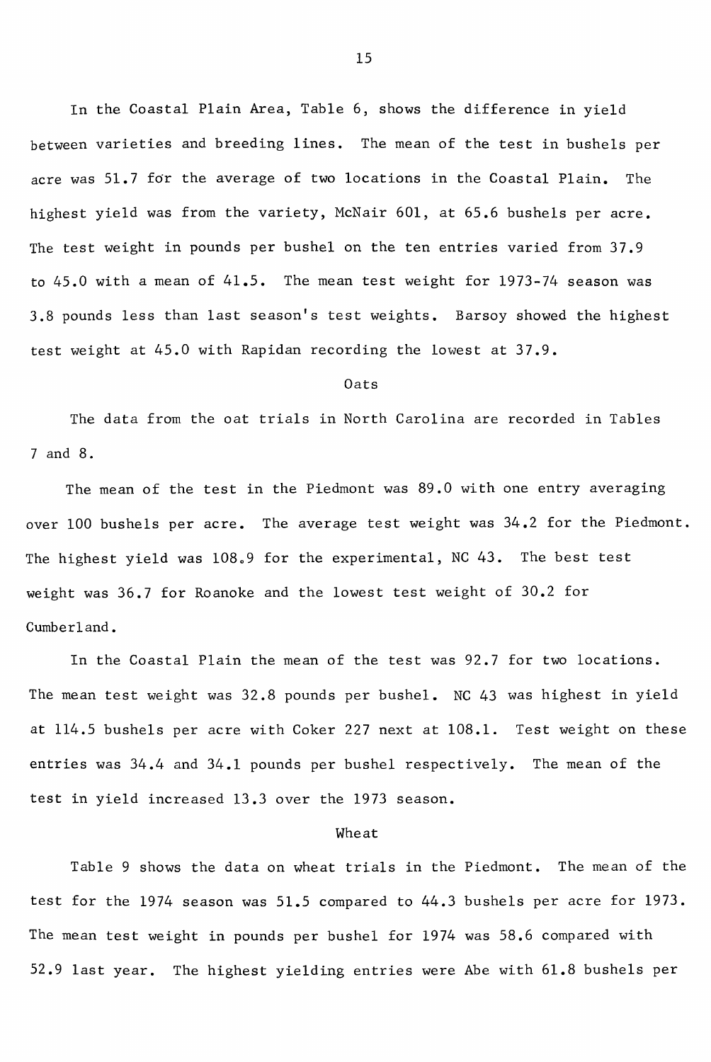In the Coastal Plain Area, Table 6, shows the difference in yield between varieties and breeding lines. The mean of the test in bushels per acre was 51.7 for the average of two locations in the Coastal Plain. The highest yield was from the variety, McNair 601, at 65.6 bushels per acre. The test weight in pounds per bushel on the ten entries varied from 37.9 to 45.0 with a mean of 41.5. The mean test weight for 1973-74 season was 3.8 pounds less than last season's test weights. Barsoy showed the highest test weight at 45.0 with Rapidan recording the lowest at 37.9.

## Oats

The data from the oat trials in North Carolina are recorded in Tables 7 and 8.

The mean of the test in the Piedmont was 89.0 with one entry averaging over 100 bushels per acre. The average test weight was 34.2 for the Piedmont. The highest yield was 108.9 for the experimental, NC 43. The best test weight was 36.7 for Roanoke and the lowest test weight of 30.2 for Cumberland.

In the Coastal Plain the mean of the test was 92.7 for two locations. The mean test weight was 32.8 pounds per bushel. NC 43 was highest in yield at 114.5 bushels per acre with Coker 227 next at 108.1. Test weight on these entries was 34.4 and 34.1 pounds per bushel respectively. The mean of the test in yield increased 13.3 over the 1973 season.

## Wheat

Table 9 shows the data on wheat trials in the Piedmont. The mean of the test for the 1974 season was 51.5 compared to 44.3 bushels per acre for 1973. The mean test weight in pounds per bushel for 1974 was 58.6 compared with 52.9 last year. The highest yielding entries were Abe with 61.8 bushels per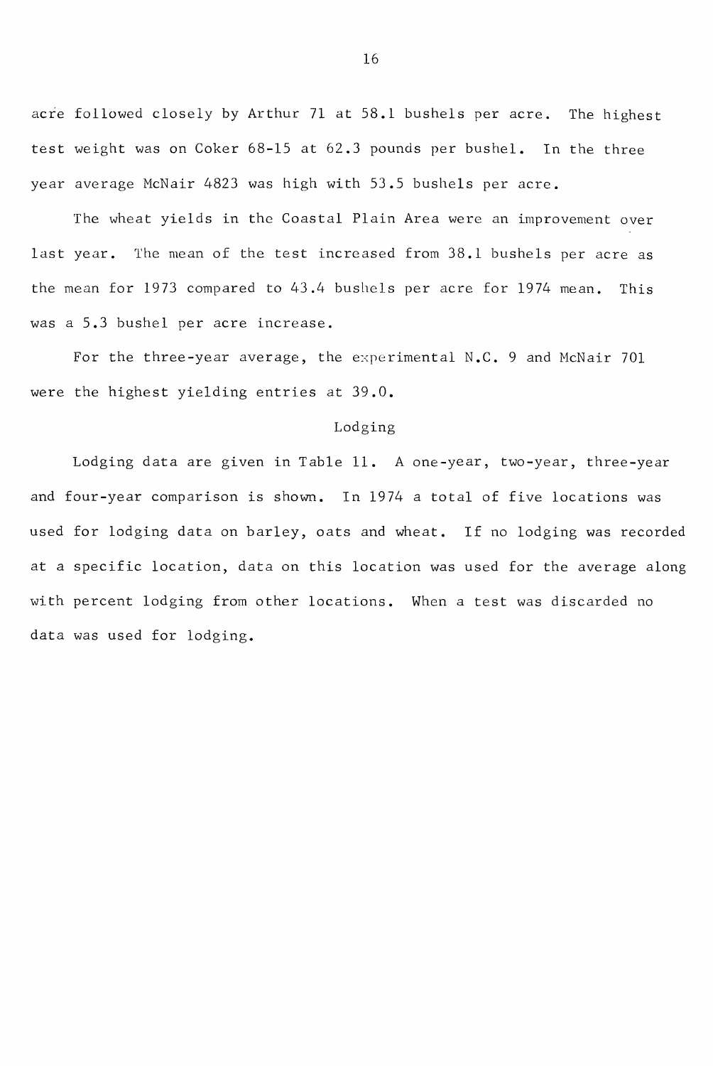acre followed closely by Arthur 71 at 58.1 bushels per acre. The highest test weight was on Coker 68-15 at 62.3 pounds per bushel. In the three year average McNair 4823 was high with 53.5 bushels per acre.

The wheat yields in the Coastal Plain Area were an improvement over last year. The mean of the test increased from 38.1 bushels per acre as the mean for 1973 compared to 43.4 bushels per acre for 1974 mean. This was a 5.3 bushel per acre increase.

For the three-year average, the experimental N.C. 9 and McNair 701 were the highest yielding entries at 39.0.

## Lodging

Lodging data are given in Table 11. A one-year, two-year, three-year and four-year comparison is shown. In 1974 a total of five locations was used for lodging data on barley, oats and wheat. If no lodging was recorded at a specific location, data on this location was used for the average along with percent lodging from other locations. When a test was discarded no data was used for lodging.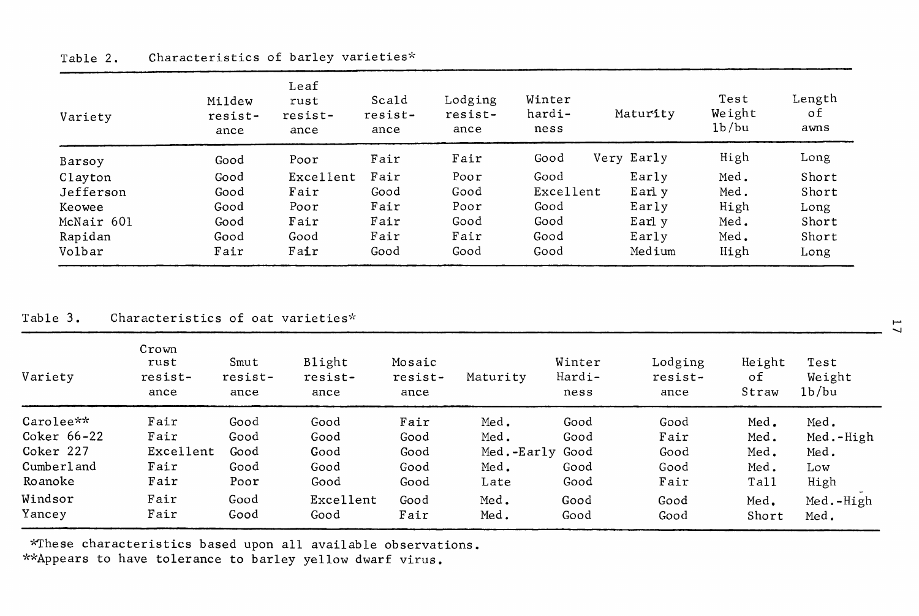Table 2. Characteristics of barley varieties*

| Variety | Mildew resistance | Leaf rust resistance | Scald resistance | Lodging resistance | Winter hardiness | Maturity | Test Weight lb/bu | Length of awns |
|---|---|---|---|---|---|---|---|---|
| Barsoy | Good | Poor | Fair | Fair | Good | Very Early | High | Long |
| Clayton | Good | Excellent | Fair | Poor | Good | Early | Med. | Short |
| Jefferson | Good | Fair | Good | Good | Excellent | Early | Med. | Short |
| Keowee | Good | Poor | Fair | Poor | Good | Early | High | Long |
| McNair 601 | Good | Fair | Fair | Good | Good | Early | Med. | Short |
| Rapidan | Good | Good | Fair | Fair | Good | Early | Med. | Short |
| Volbar | Fair | Fair | Good | Good | Good | Medium | High | Long |

Table 3. Characteristics of oat varieties*

| Variety | Crown rust resistance | Smut resistance | Blight resistance | Mosaic resistance | Maturity | Winter Hardiness | Lodging resistance | Height of Straw | Test Weight lb/bu |
|---|---|---|---|---|---|---|---|---|---|
| Carolee** | Fair | Good | Good | Fair | Med. | Good | Good | Med. | Med. |
| Coker 66-22 | Fair | Good | Good | Good | Med. | Good | Fair | Med. | Med.-High |
| Coker 227 | Excellent | Good | Good | Good | Med.-Early | Good | Good | Med. | Med. |
| Cumberland | Fair | Good | Good | Good | Med. | Good | Good | Med. | Low |
| Roanoke | Fair | Poor | Good | Good | Late | Good | Fair | Tall | High |
| Windsor | Fair | Good | Excellent | Good | Med. | Good | Good | Med. | Med.-High |
| Yancey | Fair | Good | Good | Fair | Med. | Good | Good | Short | Med. |

*These characteristics based upon all available observations.
**Appears to have tolerance to barley yellow dwarf virus.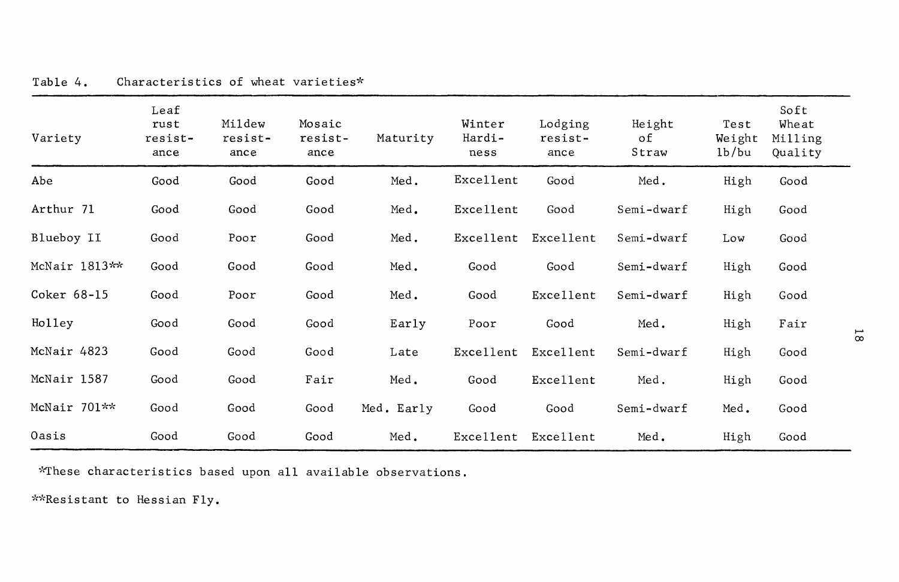Table 4. Characteristics of wheat varieties*

| Variety | Leaf rust resist-ance | Mildew resist-ance | Mosaic resist-ance | Maturity | Winter Hardi-ness | Lodging resist-ance | Height of Straw | Test Weight lb/bu | Soft Wheat Milling Quality |
|---|---|---|---|---|---|---|---|---|---|
| Abe | Good | Good | Good | Med. | Excellent | Good | Med. | High | Good |
| Arthur 71 | Good | Good | Good | Med. | Excellent | Good | Semi-dwarf | High | Good |
| Blueboy II | Good | Poor | Good | Med. | Excellent | Excellent | Semi-dwarf | Low | Good |
| McNair 1813** | Good | Good | Good | Med. | Good | Good | Semi-dwarf | High | Good |
| Coker 68-15 | Good | Poor | Good | Med. | Good | Excellent | Semi-dwarf | High | Good |
| Holley | Good | Good | Good | Early | Poor | Good | Med. | High | Fair |
| McNair 4823 | Good | Good | Good | Late | Excellent | Excellent | Semi-dwarf | High | Good |
| McNair 1587 | Good | Good | Fair | Med. | Good | Excellent | Med. | High | Good |
| McNair 701** | Good | Good | Good | Med. Early | Good | Good | Semi-dwarf | Med. | Good |
| Oasis | Good | Good | Good | Med. | Excellent | Excellent | Med. | High | Good |

*These characteristics based upon all available observations.

**Resistant to Hessian Fly.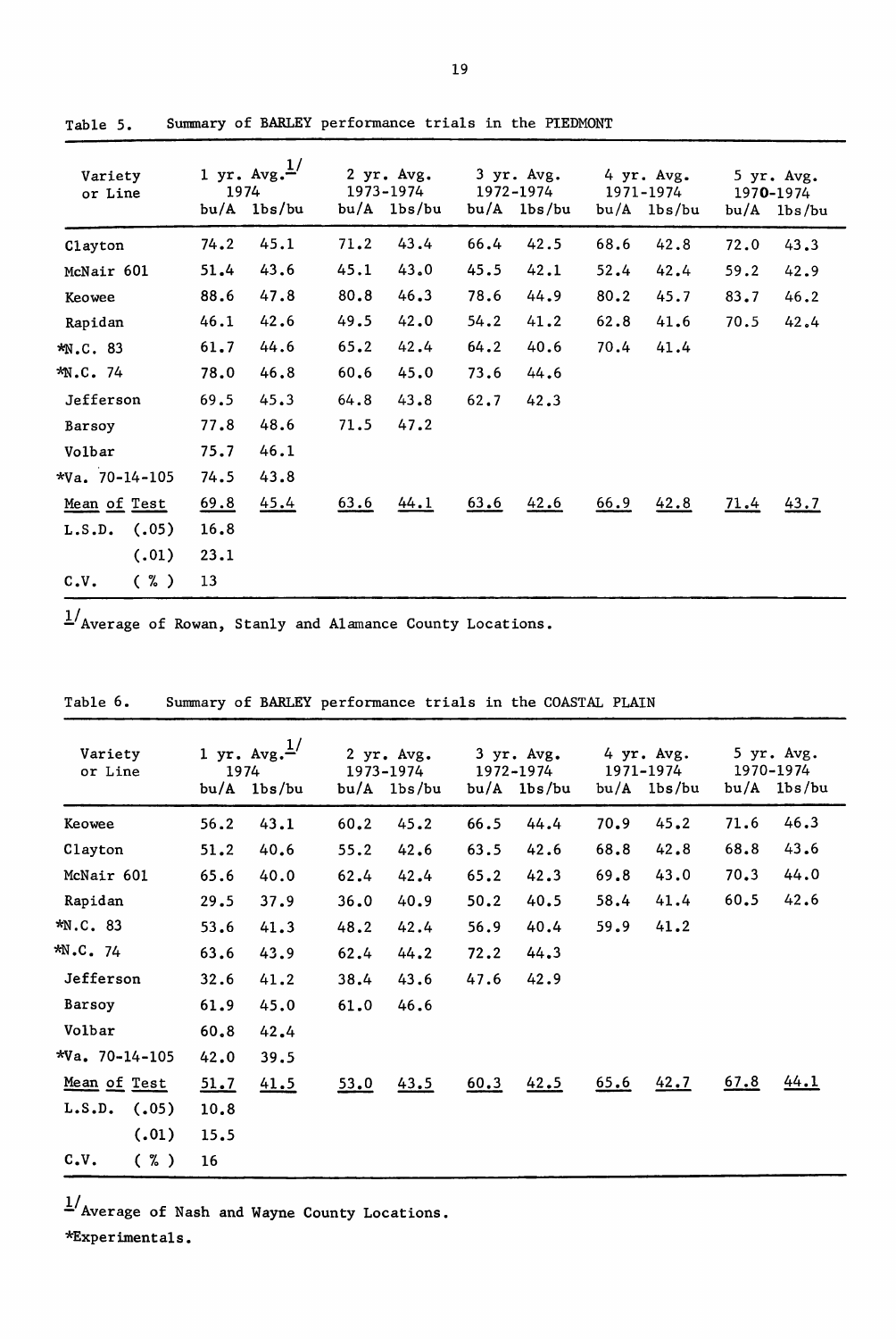Table 5. Summary of BARLEY performance trials in the PIEDMONT

| Variety or Line | 1 yr. Avg.[1/] 1974 | | 2 yr. Avg. 1973-1974 | | 3 yr. Avg. 1972-1974 | | 4 yr. Avg. 1971-1974 | | 5 yr. Avg. 1970-1974 | |
|---|---|---|---|---|---|---|---|---|---|---|
| | bu/A | lbs/bu | bu/A | lbs/bu | bu/A | lbs/bu | bu/A | lbs/bu | bu/A | lbs/bu |
| Clayton | 74.2 | 45.1 | 71.2 | 43.4 | 66.4 | 42.5 | 68.6 | 42.8 | 72.0 | 43.3 |
| McNair 601 | 51.4 | 43.6 | 45.1 | 43.0 | 45.5 | 42.1 | 52.4 | 42.4 | 59.2 | 42.9 |
| Keowee | 88.6 | 47.8 | 80.8 | 46.3 | 78.6 | 44.9 | 80.2 | 45.7 | 83.7 | 46.2 |
| Rapidan | 46.1 | 42.6 | 49.5 | 42.0 | 54.2 | 41.2 | 62.8 | 41.6 | 70.5 | 42.4 |
| *N.C. 83 | 61.7 | 44.6 | 65.2 | 42.4 | 64.2 | 40.6 | 70.4 | 41.4 | | |
| *N.C. 74 | 78.0 | 46.8 | 60.6 | 45.0 | 73.6 | 44.6 | | | | |
| Jefferson | 69.5 | 45.3 | 64.8 | 43.8 | 62.7 | 42.3 | | | | |
| Barsoy | 77.8 | 48.6 | 71.5 | 47.2 | | | | | | |
| Volbar | 75.7 | 46.1 | | | | | | | | |
| *Va. 70-14-105 | 74.5 | 43.8 | | | | | | | | |
| Mean of Test | 69.8 | 45.4 | 63.6 | 44.1 | 63.6 | 42.6 | 66.9 | 42.8 | 71.4 | 43.7 |
| L.S.D. (.05) | 16.8 | | | | | | | | | |
| (.01) | 23.1 | | | | | | | | | |
| C.V. ( % ) | 13 | | | | | | | | | |

[1/]Average of Rowan, Stanly and Alamance County Locations.

Table 6. Summary of BARLEY performance trials in the COASTAL PLAIN

| Variety or Line | 1 yr. Avg.[1/] 1974 | | 2 yr. Avg. 1973-1974 | | 3 yr. Avg. 1972-1974 | | 4 yr. Avg. 1971-1974 | | 5 yr. Avg. 1970-1974 | |
|---|---|---|---|---|---|---|---|---|---|---|
| | bu/A | lbs/bu | bu/A | lbs/bu | bu/A | lbs/bu | bu/A | lbs/bu | bu/A | lbs/bu |
| Keowee | 56.2 | 43.1 | 60.2 | 45.2 | 66.5 | 44.4 | 70.9 | 45.2 | 71.6 | 46.3 |
| Clayton | 51.2 | 40.6 | 55.2 | 42.6 | 63.5 | 42.6 | 68.8 | 42.8 | 68.8 | 43.6 |
| McNair 601 | 65.6 | 40.0 | 62.4 | 42.4 | 65.2 | 42.3 | 69.8 | 43.0 | 70.3 | 44.0 |
| Rapidan | 29.5 | 37.9 | 36.0 | 40.9 | 50.2 | 40.5 | 58.4 | 41.4 | 60.5 | 42.6 |
| *N.C. 83 | 53.6 | 41.3 | 48.2 | 42.4 | 56.9 | 40.4 | 59.9 | 41.2 | | |
| *N.C. 74 | 63.6 | 43.9 | 62.4 | 44.2 | 72.2 | 44.3 | | | | |
| Jefferson | 32.6 | 41.2 | 38.4 | 43.6 | 47.6 | 42.9 | | | | |
| Barsoy | 61.9 | 45.0 | 61.0 | 46.6 | | | | | | |
| Volbar | 60.8 | 42.4 | | | | | | | | |
| *Va. 70-14-105 | 42.0 | 39.5 | | | | | | | | |
| Mean of Test | 51.7 | 41.5 | 53.0 | 43.5 | 60.3 | 42.5 | 65.6 | 42.7 | 67.8 | 44.1 |
| L.S.D. (.05) | 10.8 | | | | | | | | | |
| (.01) | 15.5 | | | | | | | | | |
| C.V. ( % ) | 16 | | | | | | | | | |

[1/]Average of Nash and Wayne County Locations.

*Experimentals.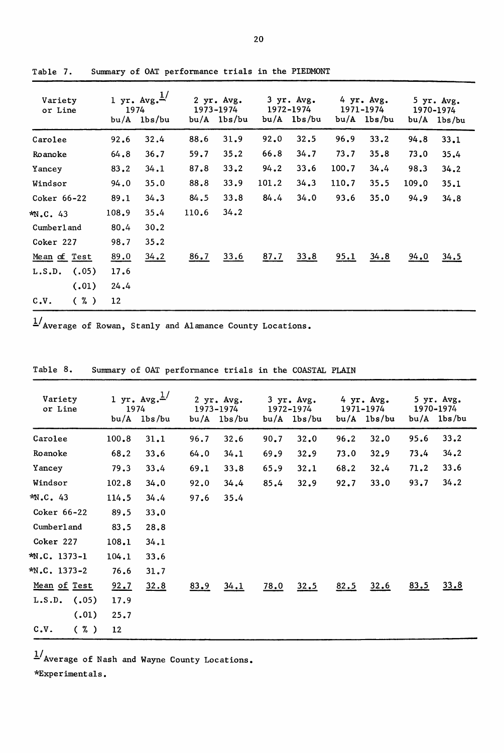Table 7. Summary of OAT performance trials in the PIEDMONT

| Variety or Line | 1 yr. Avg.[1/] 1974 | | 2 yr. Avg. 1973-1974 | | 3 yr. Avg. 1972-1974 | | 4 yr. Avg. 1971-1974 | | 5 yr. Avg. 1970-1974 | |
|---|---|---|---|---|---|---|---|---|---|---|
| | bu/A | lbs/bu | bu/A | lbs/bu | bu/A | lbs/bu | bu/A | lbs/bu | bu/A | lbs/bu |
| Carolee | 92.6 | 32.4 | 88.6 | 31.9 | 92.0 | 32.5 | 96.9 | 33.2 | 94.8 | 33.1 |
| Roanoke | 64.8 | 36.7 | 59.7 | 35.2 | 66.8 | 34.7 | 73.7 | 35.8 | 73.0 | 35.4 |
| Yancey | 83.2 | 34.1 | 87.8 | 33.2 | 94.2 | 33.6 | 100.7 | 34.4 | 98.3 | 34.2 |
| Windsor | 94.0 | 35.0 | 88.8 | 33.9 | 101.2 | 34.3 | 110.7 | 35.5 | 109.0 | 35.1 |
| Coker 66-22 | 89.1 | 34.3 | 84.5 | 33.8 | 84.4 | 34.0 | 93.6 | 35.0 | 94.9 | 34.8 |
| *N.C. 43 | 108.9 | 35.4 | 110.6 | 34.2 | | | | | | |
| Cumberland | 80.4 | 30.2 | | | | | | | | |
| Coker 227 | 98.7 | 35.2 | | | | | | | | |
| Mean of Test | 89.0 | 34.2 | 86.7 | 33.6 | 87.7 | 33.8 | 95.1 | 34.8 | 94.0 | 34.5 |
| L.S.D. (.05) | 17.6 | | | | | | | | | |
| (.01) | 24.4 | | | | | | | | | |
| C.V. (%) | 12 | | | | | | | | | |

[1/]Average of Rowan, Stanly and Alamance County Locations.

Table 8. Summary of OAT performance trials in the COASTAL PLAIN

| Variety or Line | 1 yr. Avg.[1/] 1974 | | 2 yr. Avg. 1973-1974 | | 3 yr. Avg. 1972-1974 | | 4 yr. Avg. 1971-1974 | | 5 yr. Avg. 1970-1974 | |
|---|---|---|---|---|---|---|---|---|---|---|
| | bu/A | lbs/bu | bu/A | lbs/bu | bu/A | lbs/bu | bu/A | lbs/bu | bu/A | lbs/bu |
| Carolee | 100.8 | 31.1 | 96.7 | 32.6 | 90.7 | 32.0 | 96.2 | 32.0 | 95.6 | 33.2 |
| Roanoke | 68.2 | 33.6 | 64.0 | 34.1 | 69.9 | 32.9 | 73.0 | 32.9 | 73.4 | 34.2 |
| Yancey | 79.3 | 33.4 | 69.1 | 33.8 | 65.9 | 32.1 | 68.2 | 32.4 | 71.2 | 33.6 |
| Windsor | 102.8 | 34.0 | 92.0 | 34.4 | 85.4 | 32.9 | 92.7 | 33.0 | 93.7 | 34.2 |
| *N.C. 43 | 114.5 | 34.4 | 97.6 | 35.4 | | | | | | |
| Coker 66-22 | 89.5 | 33.0 | | | | | | | | |
| Cumberland | 83.5 | 28.8 | | | | | | | | |
| Coker 227 | 108.1 | 34.1 | | | | | | | | |
| *N.C. 1373-1 | 104.1 | 33.6 | | | | | | | | |
| *N.C. 1373-2 | 76.6 | 31.7 | | | | | | | | |
| Mean of Test | 92.7 | 32.8 | 83.9 | 34.1 | 78.0 | 32.5 | 82.5 | 32.6 | 83.5 | 33.8 |
| L.S.D. (.05) | 17.9 | | | | | | | | | |
| (.01) | 25.7 | | | | | | | | | |
| C.V. (%) | 12 | | | | | | | | | |

[1/]Average of Nash and Wayne County Locations.

*Experimentals.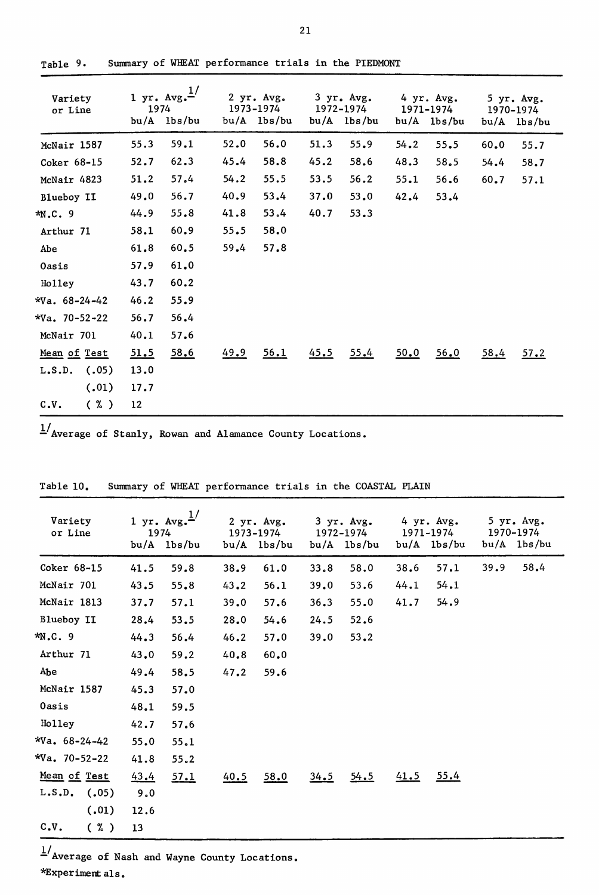Table 9. Summary of WHEAT performance trials in the PIEDMONT

| Variety or Line | 1 yr. Avg.[1/] 1974 | | 2 yr. Avg. 1973-1974 | | 3 yr. Avg. 1972-1974 | | 4 yr. Avg. 1971-1974 | | 5 yr. Avg. 1970-1974 | |
|---|---|---|---|---|---|---|---|---|---|---|
| | bu/A | lbs/bu | bu/A | lbs/bu | bu/A | lbs/bu | bu/A | lbs/bu | bu/A | lbs/bu |
| McNair 1587 | 55.3 | 59.1 | 52.0 | 56.0 | 51.3 | 55.9 | 54.2 | 55.5 | 60.0 | 55.7 |
| Coker 68-15 | 52.7 | 62.3 | 45.4 | 58.8 | 45.2 | 58.6 | 48.3 | 58.5 | 54.4 | 58.7 |
| McNair 4823 | 51.2 | 57.4 | 54.2 | 55.5 | 53.5 | 56.2 | 55.1 | 56.6 | 60.7 | 57.1 |
| Blueboy II | 49.0 | 56.7 | 40.9 | 53.4 | 37.0 | 53.0 | 42.4 | 53.4 | | |
| *N.C. 9 | 44.9 | 55.8 | 41.8 | 53.4 | 40.7 | 53.3 | | | | |
| Arthur 71 | 58.1 | 60.9 | 55.5 | 58.0 | | | | | | |
| Abe | 61.8 | 60.5 | 59.4 | 57.8 | | | | | | |
| Oasis | 57.9 | 61.0 | | | | | | | | |
| Holley | 43.7 | 60.2 | | | | | | | | |
| *Va. 68-24-42 | 46.2 | 55.9 | | | | | | | | |
| *Va. 70-52-22 | 56.7 | 56.4 | | | | | | | | |
| McNair 701 | 40.1 | 57.6 | | | | | | | | |
| Mean of Test | 51.5 | 58.6 | 49.9 | 56.1 | 45.5 | 55.4 | 50.0 | 56.0 | 58.4 | 57.2 |
| L.S.D. (.05) | 13.0 | | | | | | | | | |
| (.01) | 17.7 | | | | | | | | | |
| C.V. (%) | 12 | | | | | | | | | |

[1/] Average of Stanly, Rowan and Alamance County Locations.

Table 10. Summary of WHEAT performance trials in the COASTAL PLAIN

| Variety or Line | 1 yr. Avg.[1/] 1974 | | 2 yr. Avg. 1973-1974 | | 3 yr. Avg. 1972-1974 | | 4 yr. Avg. 1971-1974 | | 5 yr. Avg. 1970-1974 | |
|---|---|---|---|---|---|---|---|---|---|---|
| | bu/A | lbs/bu | bu/A | lbs/bu | bu/A | lbs/bu | bu/A | lbs/bu | bu/A | lbs/bu |
| Coker 68-15 | 41.5 | 59.8 | 38.9 | 61.0 | 33.8 | 58.0 | 38.6 | 57.1 | 39.9 | 58.4 |
| McNair 701 | 43.5 | 55.8 | 43.2 | 56.1 | 39.0 | 53.6 | 44.1 | 54.1 | | |
| McNair 1813 | 37.7 | 57.1 | 39.0 | 57.6 | 36.3 | 55.0 | 41.7 | 54.9 | | |
| Blueboy II | 28.4 | 53.5 | 28.0 | 54.6 | 24.5 | 52.6 | | | | |
| *N.C. 9 | 44.3 | 56.4 | 46.2 | 57.0 | 39.0 | 53.2 | | | | |
| Arthur 71 | 43.0 | 59.2 | 40.8 | 60.0 | | | | | | |
| Abe | 49.4 | 58.5 | 47.2 | 59.6 | | | | | | |
| McNair 1587 | 45.3 | 57.0 | | | | | | | | |
| Oasis | 48.1 | 59.5 | | | | | | | | |
| Holley | 42.7 | 57.6 | | | | | | | | |
| *Va. 68-24-42 | 55.0 | 55.1 | | | | | | | | |
| *Va. 70-52-22 | 41.8 | 55.2 | | | | | | | | |
| Mean of Test | 43.4 | 57.1 | 40.5 | 58.0 | 34.5 | 54.5 | 41.5 | 55.4 | | |
| L.S.D. (.05) | 9.0 | | | | | | | | | |
| (.01) | 12.6 | | | | | | | | | |
| C.V. (%) | 13 | | | | | | | | | |

[1/] Average of Nash and Wayne County Locations.

*Experimentals.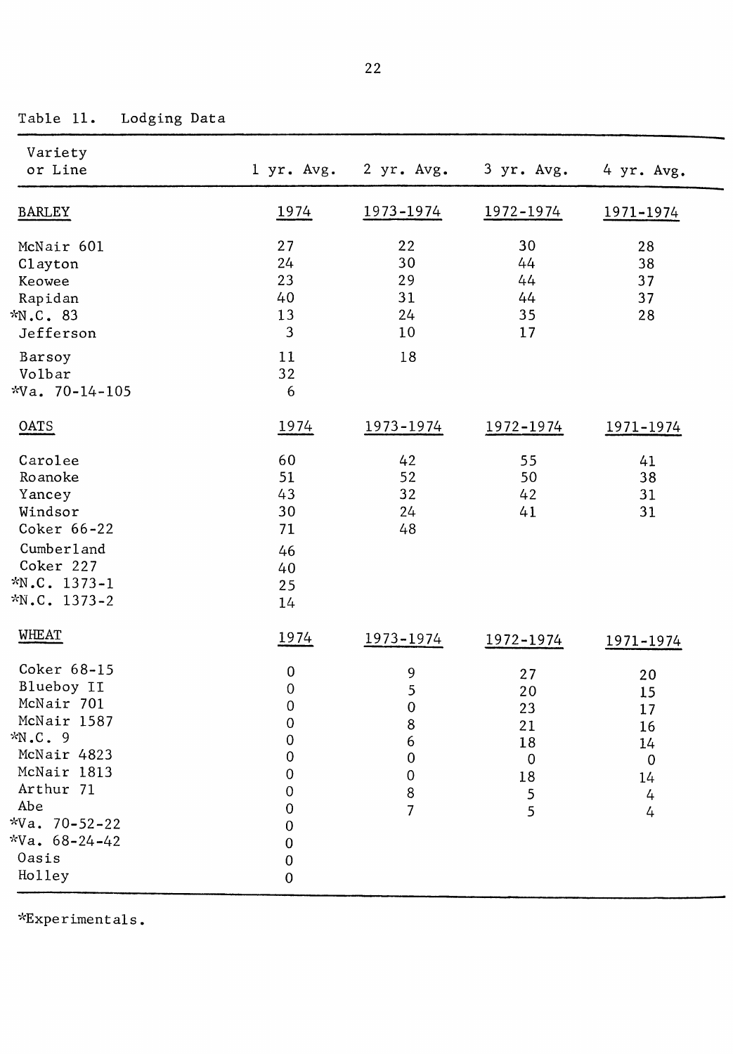Table 11. Lodging Data

| Variety or Line | 1 yr. Avg. | 2 yr. Avg. | 3 yr. Avg. | 4 yr. Avg. |
|---|---|---|---|---|
| BARLEY | 1974 | 1973-1974 | 1972-1974 | 1971-1974 |
| McNair 601 | 27 | 22 | 30 | 28 |
| Clayton | 24 | 30 | 44 | 38 |
| Keowee | 23 | 29 | 44 | 37 |
| Rapidan | 40 | 31 | 44 | 37 |
| *N.C. 83 | 13 | 24 | 35 | 28 |
| Jefferson | 3 | 10 | 17 | |
| Barsoy | 11 | 18 | | |
| Volbar | 32 | | | |
| *Va. 70-14-105 | 6 | | | |
| OATS | 1974 | 1973-1974 | 1972-1974 | 1971-1974 |
| Carolee | 60 | 42 | 55 | 41 |
| Roanoke | 51 | 52 | 50 | 38 |
| Yancey | 43 | 32 | 42 | 31 |
| Windsor | 30 | 24 | 41 | 31 |
| Coker 66-22 | 71 | 48 | | |
| Cumberland | 46 | | | |
| Coker 227 | 40 | | | |
| *N.C. 1373-1 | 25 | | | |
| *N.C. 1373-2 | 14 | | | |
| WHEAT | 1974 | 1973-1974 | 1972-1974 | 1971-1974 |
| Coker 68-15 | 0 | 9 | 27 | 20 |
| Blueboy II | 0 | 5 | 20 | 15 |
| McNair 701 | 0 | 0 | 23 | 17 |
| McNair 1587 | 0 | 8 | 21 | 16 |
| *N.C. 9 | 0 | 6 | 18 | 14 |
| McNair 4823 | 0 | 0 | 0 | 0 |
| McNair 1813 | 0 | 0 | 18 | 14 |
| Arthur 71 | 0 | 8 | 5 | 4 |
| Abe | 0 | 7 | 5 | 4 |
| *Va. 70-52-22 | 0 | | | |
| *Va. 68-24-42 | 0 | | | |
| Oasis | 0 | | | |
| Holley | 0 | | | |

*Experimentals.